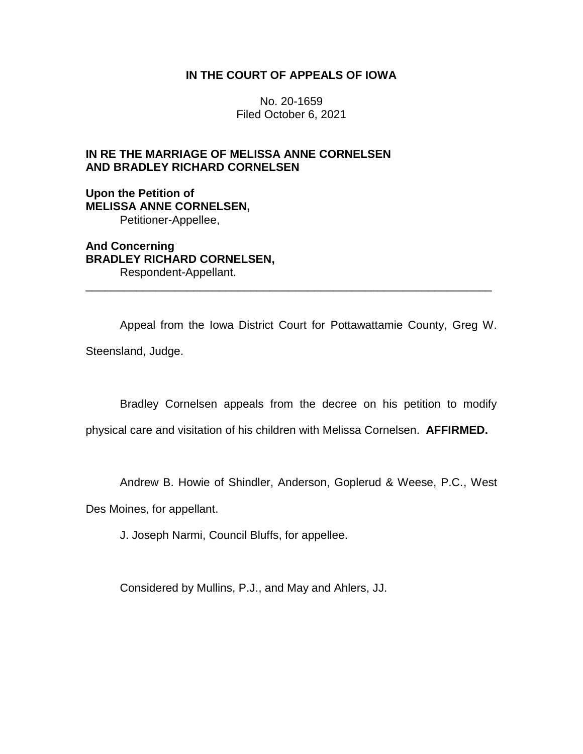**IN THE COURT OF APPEALS OF IOWA**

No. 20-1659
Filed October 6, 2021

**IN RE THE MARRIAGE OF MELISSA ANNE CORNELSEN AND BRADLEY RICHARD CORNELSEN**

**Upon the Petition of**
**MELISSA ANNE CORNELSEN,**
Petitioner-Appellee,

**And Concerning**
**BRADLEY RICHARD CORNELSEN,**
Respondent-Appellant.

---

Appeal from the Iowa District Court for Pottawattamie County, Greg W. Steensland, Judge.

Bradley Cornelsen appeals from the decree on his petition to modify physical care and visitation of his children with Melissa Cornelsen. **AFFIRMED.**

Andrew B. Howie of Shindler, Anderson, Goplerud & Weese, P.C., West Des Moines, for appellant.

J. Joseph Narmi, Council Bluffs, for appellee.

Considered by Mullins, P.J., and May and Ahlers, JJ.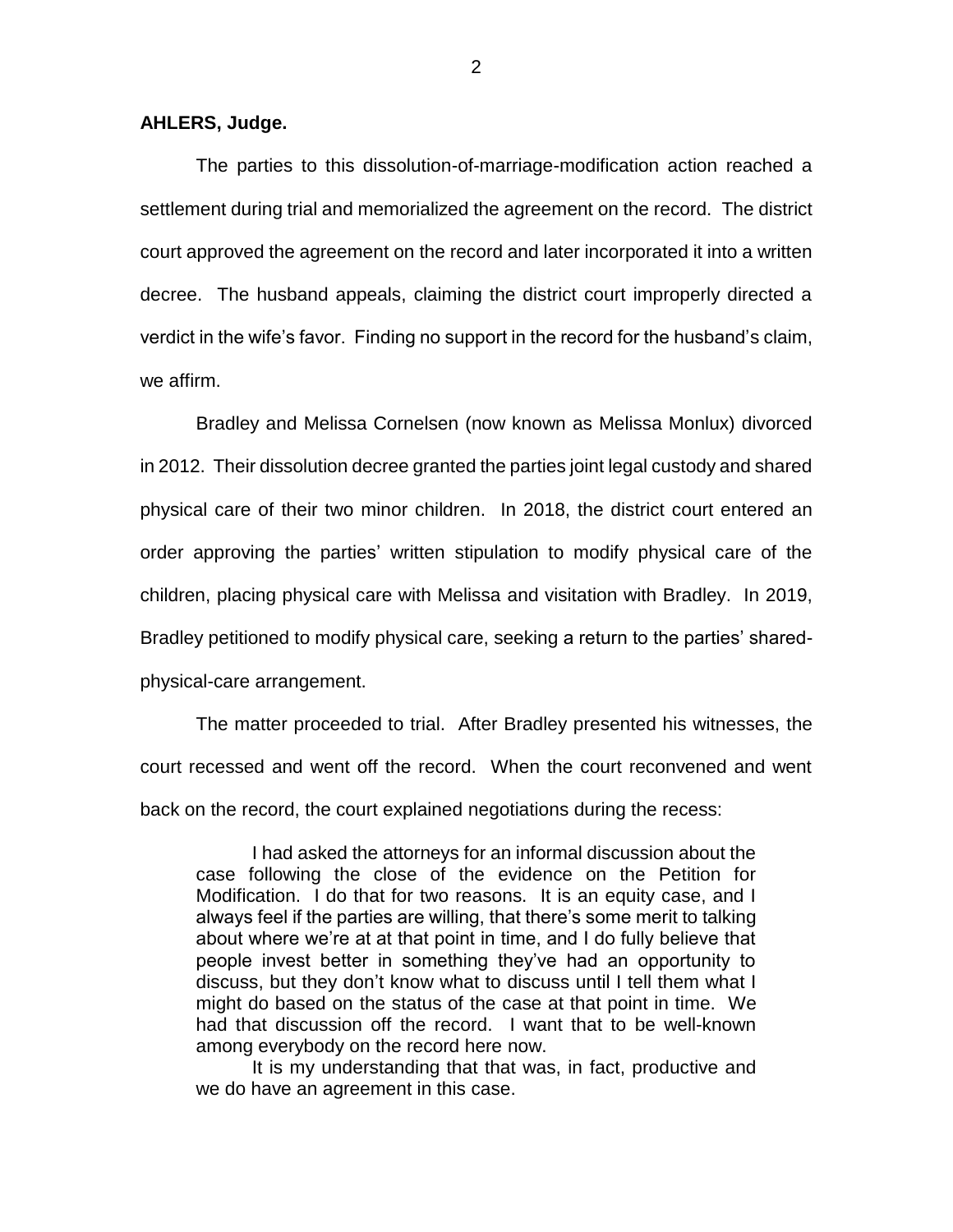**AHLERS, Judge.**

The parties to this dissolution-of-marriage-modification action reached a settlement during trial and memorialized the agreement on the record. The district court approved the agreement on the record and later incorporated it into a written decree. The husband appeals, claiming the district court improperly directed a verdict in the wife's favor. Finding no support in the record for the husband's claim, we affirm.

Bradley and Melissa Cornelsen (now known as Melissa Monlux) divorced in 2012. Their dissolution decree granted the parties joint legal custody and shared physical care of their two minor children. In 2018, the district court entered an order approving the parties' written stipulation to modify physical care of the children, placing physical care with Melissa and visitation with Bradley. In 2019, Bradley petitioned to modify physical care, seeking a return to the parties' shared-physical-care arrangement.

The matter proceeded to trial. After Bradley presented his witnesses, the court recessed and went off the record. When the court reconvened and went back on the record, the court explained negotiations during the recess:

> I had asked the attorneys for an informal discussion about the case following the close of the evidence on the Petition for Modification. I do that for two reasons. It is an equity case, and I always feel if the parties are willing, that there's some merit to talking about where we're at at that point in time, and I do fully believe that people invest better in something they've had an opportunity to discuss, but they don't know what to discuss until I tell them what I might do based on the status of the case at that point in time. We had that discussion off the record. I want that to be well-known among everybody on the record here now.
>
> It is my understanding that that was, in fact, productive and we do have an agreement in this case.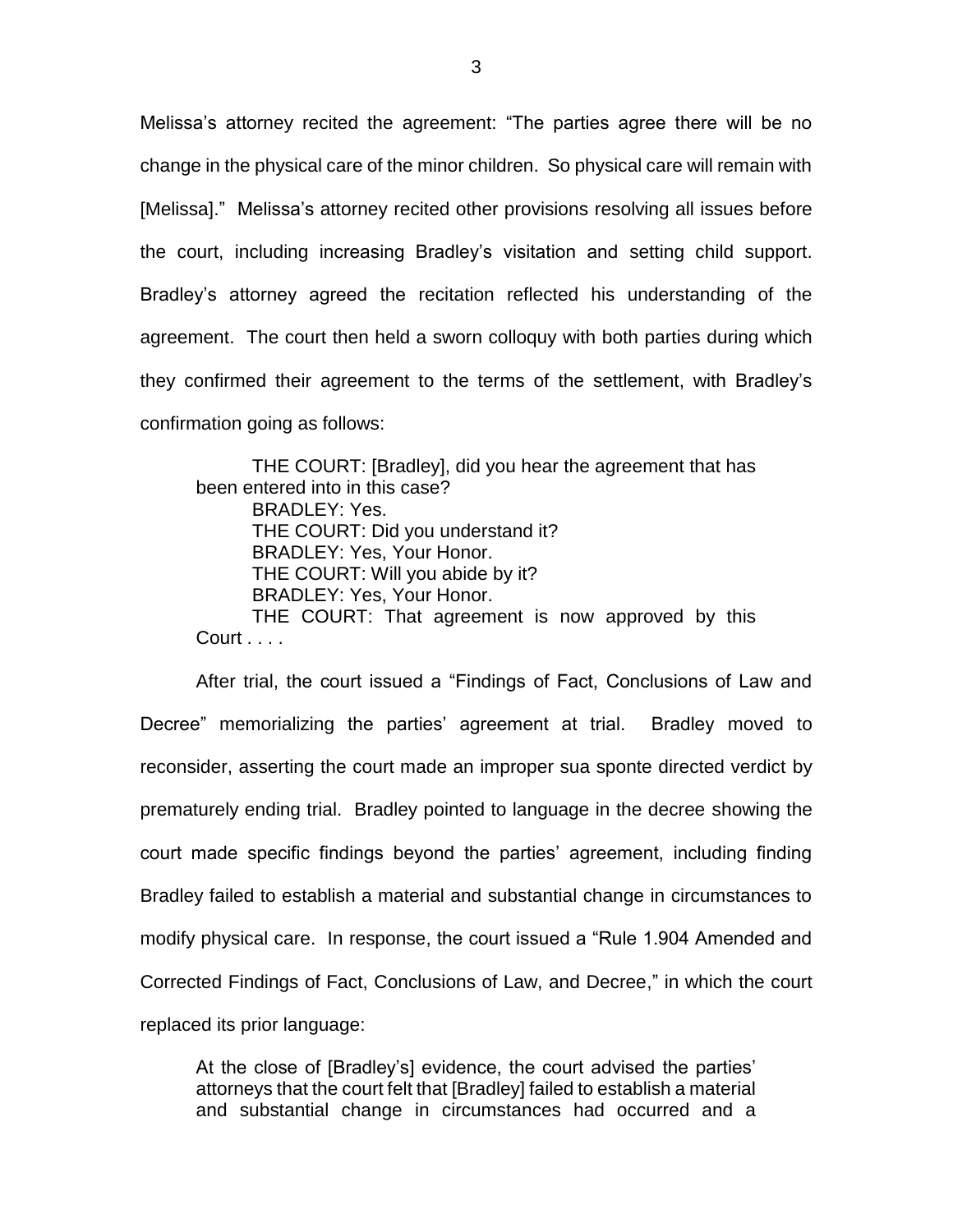Melissa's attorney recited the agreement: "The parties agree there will be no change in the physical care of the minor children. So physical care will remain with [Melissa]." Melissa's attorney recited other provisions resolving all issues before the court, including increasing Bradley's visitation and setting child support. Bradley's attorney agreed the recitation reflected his understanding of the agreement. The court then held a sworn colloquy with both parties during which they confirmed their agreement to the terms of the settlement, with Bradley's confirmation going as follows:

> THE COURT: [Bradley], did you hear the agreement that has been entered into in this case?
> BRADLEY: Yes.
> THE COURT: Did you understand it?
> BRADLEY: Yes, Your Honor.
> THE COURT: Will you abide by it?
> BRADLEY: Yes, Your Honor.
> THE COURT: That agreement is now approved by this Court . . . .

After trial, the court issued a "Findings of Fact, Conclusions of Law and Decree" memorializing the parties' agreement at trial. Bradley moved to reconsider, asserting the court made an improper sua sponte directed verdict by prematurely ending trial. Bradley pointed to language in the decree showing the court made specific findings beyond the parties' agreement, including finding Bradley failed to establish a material and substantial change in circumstances to modify physical care. In response, the court issued a "Rule 1.904 Amended and Corrected Findings of Fact, Conclusions of Law, and Decree," in which the court replaced its prior language:

> At the close of [Bradley's] evidence, the court advised the parties' attorneys that the court felt that [Bradley] failed to establish a material and substantial change in circumstances had occurred and a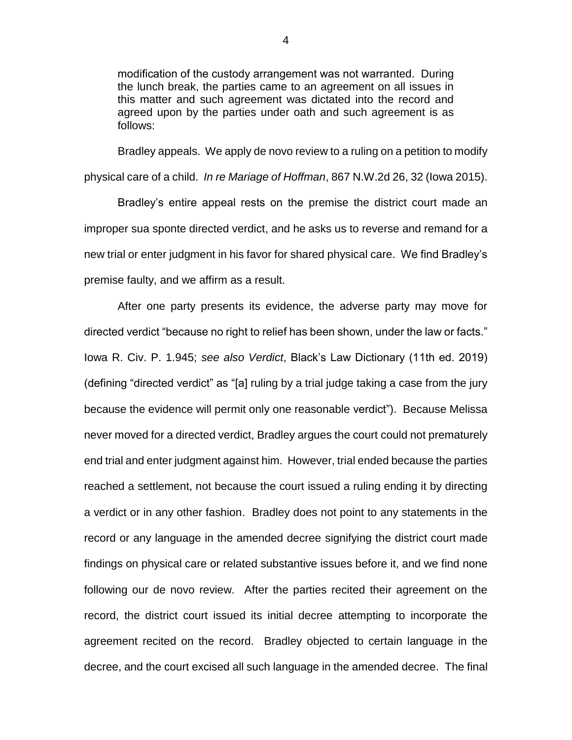> modification of the custody arrangement was not warranted. During the lunch break, the parties came to an agreement on all issues in this matter and such agreement was dictated into the record and agreed upon by the parties under oath and such agreement is as follows:

Bradley appeals. We apply de novo review to a ruling on a petition to modify physical care of a child. *In re Mariage of Hoffman*, 867 N.W.2d 26, 32 (Iowa 2015).

Bradley's entire appeal rests on the premise the district court made an improper sua sponte directed verdict, and he asks us to reverse and remand for a new trial or enter judgment in his favor for shared physical care. We find Bradley's premise faulty, and we affirm as a result.

After one party presents its evidence, the adverse party may move for directed verdict "because no right to relief has been shown, under the law or facts." Iowa R. Civ. P. 1.945; *see also Verdict*, Black's Law Dictionary (11th ed. 2019) (defining "directed verdict" as "[a] ruling by a trial judge taking a case from the jury because the evidence will permit only one reasonable verdict"). Because Melissa never moved for a directed verdict, Bradley argues the court could not prematurely end trial and enter judgment against him. However, trial ended because the parties reached a settlement, not because the court issued a ruling ending it by directing a verdict or in any other fashion. Bradley does not point to any statements in the record or any language in the amended decree signifying the district court made findings on physical care or related substantive issues before it, and we find none following our de novo review. After the parties recited their agreement on the record, the district court issued its initial decree attempting to incorporate the agreement recited on the record. Bradley objected to certain language in the decree, and the court excised all such language in the amended decree. The final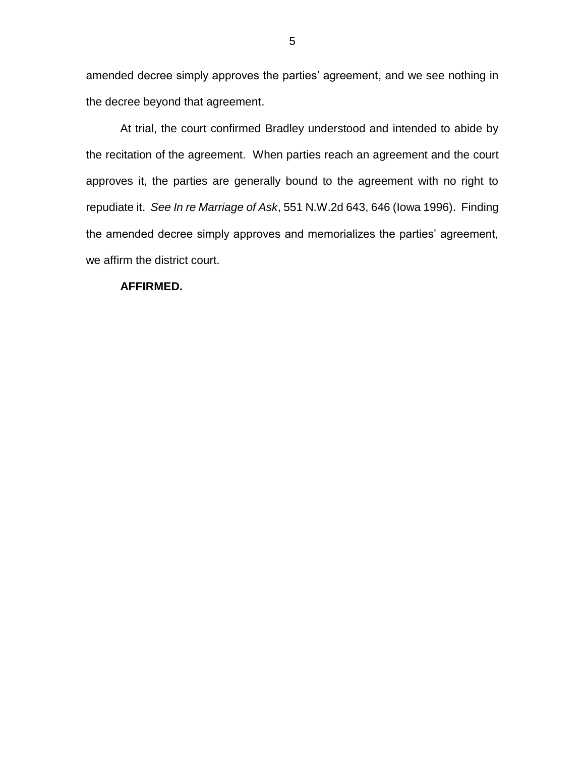amended decree simply approves the parties' agreement, and we see nothing in the decree beyond that agreement.

At trial, the court confirmed Bradley understood and intended to abide by the recitation of the agreement. When parties reach an agreement and the court approves it, the parties are generally bound to the agreement with no right to repudiate it. *See In re Marriage of Ask*, 551 N.W.2d 643, 646 (Iowa 1996). Finding the amended decree simply approves and memorializes the parties' agreement, we affirm the district court.

**AFFIRMED.**